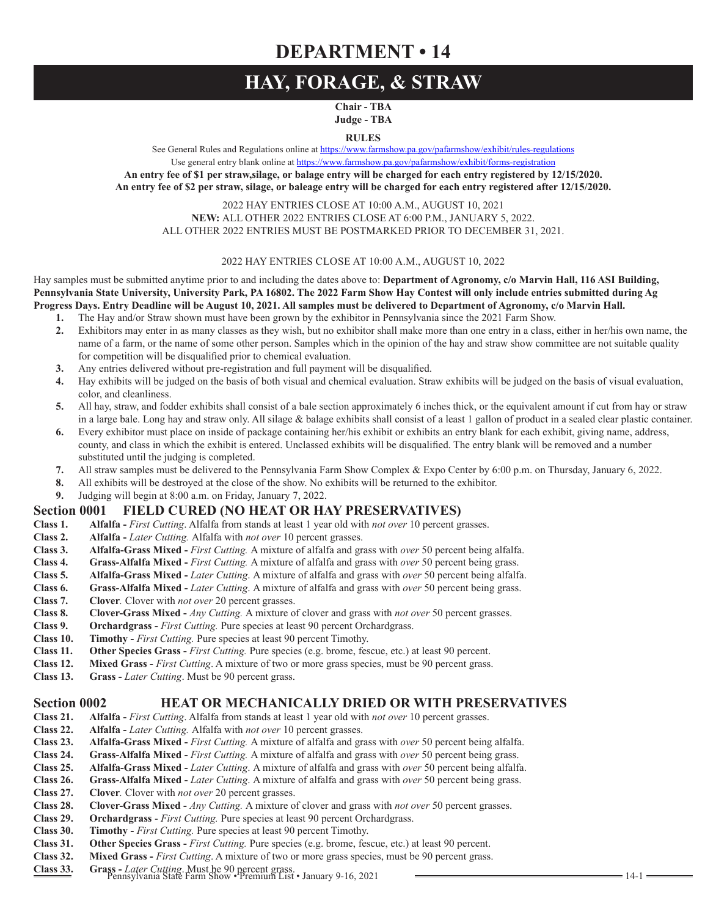# DEPARTMENT • 14

# HAY, FORAGE, & STRAW

**Chair - TBA**
**Judge - TBA**

**RULES**

See General Rules and Regulations online at https://www.farmshow.pa.gov/pafarmshow/exhibit/rules-regulations

Use general entry blank online at https://www.farmshow.pa.gov/pafarmshow/exhibit/forms-registration

**An entry fee of $1 per straw,silage, or balage entry will be charged for each entry registered by 12/15/2020.**
**An entry fee of $2 per straw, silage, or baleage entry will be charged for each entry registered after 12/15/2020.**

2022 HAY ENTRIES CLOSE AT 10:00 A.M., AUGUST 10, 2021
**NEW:** ALL OTHER 2022 ENTRIES CLOSE AT 6:00 P.M., JANUARY 5, 2022.
ALL OTHER 2022 ENTRIES MUST BE POSTMARKED PRIOR TO DECEMBER 31, 2021.

2022 HAY ENTRIES CLOSE AT 10:00 A.M., AUGUST 10, 2022

Hay samples must be submitted anytime prior to and including the dates above to: **Department of Agronomy, c/o Marvin Hall, 116 ASI Building, Pennsylvania State University, University Park, PA 16802. The 2022 Farm Show Hay Contest will only include entries submitted during Ag Progress Days. Entry Deadline will be August 10, 2021. All samples must be delivered to Department of Agronomy, c/o Marvin Hall.**

1. The Hay and/or Straw shown must have been grown by the exhibitor in Pennsylvania since the 2021 Farm Show.
2. Exhibitors may enter in as many classes as they wish, but no exhibitor shall make more than one entry in a class, either in her/his own name, the name of a farm, or the name of some other person. Samples which in the opinion of the hay and straw show committee are not suitable quality for competition will be disqualified prior to chemical evaluation.
3. Any entries delivered without pre-registration and full payment will be disqualified.
4. Hay exhibits will be judged on the basis of both visual and chemical evaluation. Straw exhibits will be judged on the basis of visual evaluation, color, and cleanliness.
5. All hay, straw, and fodder exhibits shall consist of a bale section approximately 6 inches thick, or the equivalent amount if cut from hay or straw in a large bale. Long hay and straw only. All silage & balage exhibits shall consist of a least 1 gallon of product in a sealed clear plastic container.
6. Every exhibitor must place on inside of package containing her/his exhibit or exhibits an entry blank for each exhibit, giving name, address, county, and class in which the exhibit is entered. Unclassed exhibits will be disqualified. The entry blank will be removed and a number substituted until the judging is completed.
7. All straw samples must be delivered to the Pennsylvania Farm Show Complex & Expo Center by 6:00 p.m. on Thursday, January 6, 2022.
8. All exhibits will be destroyed at the close of the show. No exhibits will be returned to the exhibitor.
9. Judging will begin at 8:00 a.m. on Friday, January 7, 2022.

## Section 0001 FIELD CURED (NO HEAT OR HAY PRESERVATIVES)

**Class 1.** **Alfalfa -** *First Cutting*. Alfalfa from stands at least 1 year old with *not over* 10 percent grasses.
**Class 2.** **Alfalfa -** *Later Cutting.* Alfalfa with *not over* 10 percent grasses.
**Class 3.** **Alfalfa-Grass Mixed -** *First Cutting.* A mixture of alfalfa and grass with *over* 50 percent being alfalfa.
**Class 4.** **Grass-Alfalfa Mixed -** *First Cutting.* A mixture of alfalfa and grass with *over* 50 percent being grass.
**Class 5.** **Alfalfa-Grass Mixed -** *Later Cutting*. A mixture of alfalfa and grass with *over* 50 percent being alfalfa.
**Class 6.** **Grass-Alfalfa Mixed -** *Later Cutting*. A mixture of alfalfa and grass with *over* 50 percent being grass.
**Class 7.** **Clover***.* Clover with *not over* 20 percent grasses.
**Class 8.** **Clover-Grass Mixed -** *Any Cutting.* A mixture of clover and grass with *not over* 50 percent grasses.
**Class 9.** **Orchardgrass -** *First Cutting.* Pure species at least 90 percent Orchardgrass.
**Class 10.** **Timothy -** *First Cutting.* Pure species at least 90 percent Timothy.
**Class 11.** **Other Species Grass -** *First Cutting.* Pure species (e.g. brome, fescue, etc.) at least 90 percent.
**Class 12.** **Mixed Grass -** *First Cutting*. A mixture of two or more grass species, must be 90 percent grass.
**Class 13.** **Grass -** *Later Cutting*. Must be 90 percent grass.

## Section 0002 HEAT OR MECHANICALLY DRIED OR WITH PRESERVATIVES

**Class 21.** **Alfalfa -** *First Cutting*. Alfalfa from stands at least 1 year old with *not over* 10 percent grasses.
**Class 22.** **Alfalfa -** *Later Cutting.* Alfalfa with *not over* 10 percent grasses.
**Class 23.** **Alfalfa-Grass Mixed -** *First Cutting.* A mixture of alfalfa and grass with *over* 50 percent being alfalfa.
**Class 24.** **Grass-Alfalfa Mixed -** *First Cutting.* A mixture of alfalfa and grass with *over* 50 percent being grass.
**Class 25.** **Alfalfa-Grass Mixed -** *Later Cutting*. A mixture of alfalfa and grass with *over* 50 percent being alfalfa.
**Class 26.** **Grass-Alfalfa Mixed -** *Later Cutting*. A mixture of alfalfa and grass with *over* 50 percent being grass.
**Class 27.** **Clover***.* Clover with *not over* 20 percent grasses.
**Class 28.** **Clover-Grass Mixed -** *Any Cutting.* A mixture of clover and grass with *not over* 50 percent grasses.
**Class 29.** **Orchardgrass** - *First Cutting.* Pure species at least 90 percent Orchardgrass.
**Class 30.** **Timothy -** *First Cutting.* Pure species at least 90 percent Timothy.
**Class 31.** **Other Species Grass -** *First Cutting.* Pure species (e.g. brome, fescue, etc.) at least 90 percent.
**Class 32.** **Mixed Grass -** *First Cutting*. A mixture of two or more grass species, must be 90 percent grass.
**Class 33.** **Grass -** *Later Cutting*. Must be 90 percent grass.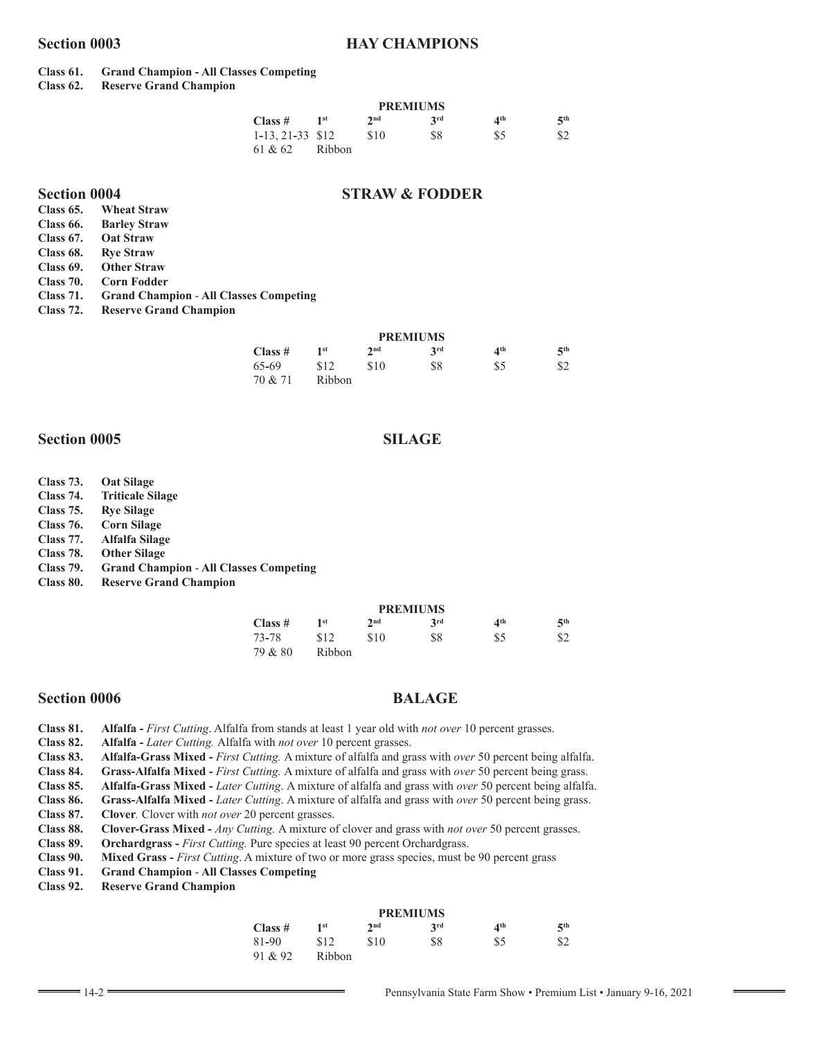## Section 0003 HAY CHAMPIONS

**Class 61. Grand Champion - All Classes Competing**
**Class 62. Reserve Grand Champion**

| | PREMIUMS | | | | |
|---|---|---|---|---|---|
| **Class #** | **1st** | **2nd** | **3rd** | **4th** | **5th** |
| 1-13, 21-33 | $12 | $10 | $8 | $5 | $2 |
| 61 & 62 | Ribbon | | | | |

## Section 0004 STRAW & FODDER

**Class 65. Wheat Straw**
**Class 66. Barley Straw**
**Class 67. Oat Straw**
**Class 68. Rye Straw**
**Class 69. Other Straw**
**Class 70. Corn Fodder**
**Class 71. Grand Champion - All Classes Competing**
**Class 72. Reserve Grand Champion**

| | PREMIUMS | | | | |
|---|---|---|---|---|---|
| **Class #** | **1st** | **2nd** | **3rd** | **4th** | **5th** |
| 65-69 | $12 | $10 | $8 | $5 | $2 |
| 70 & 71 | Ribbon | | | | |

## Section 0005 SILAGE

**Class 73. Oat Silage**
**Class 74. Triticale Silage**
**Class 75. Rye Silage**
**Class 76. Corn Silage**
**Class 77. Alfalfa Silage**
**Class 78. Other Silage**
**Class 79. Grand Champion - All Classes Competing**
**Class 80. Reserve Grand Champion**

| | PREMIUMS | | | | |
|---|---|---|---|---|---|
| **Class #** | **1st** | **2nd** | **3rd** | **4th** | **5th** |
| 73-78 | $12 | $10 | $8 | $5 | $2 |
| 79 & 80 | Ribbon | | | | |

## Section 0006 BALAGE

**Class 81. Alfalfa -** *First Cutting*. Alfalfa from stands at least 1 year old with *not over* 10 percent grasses.
**Class 82. Alfalfa -** *Later Cutting.* Alfalfa with *not over* 10 percent grasses.
**Class 83. Alfalfa-Grass Mixed -** *First Cutting.* A mixture of alfalfa and grass with *over* 50 percent being alfalfa.
**Class 84. Grass-Alfalfa Mixed -** *First Cutting.* A mixture of alfalfa and grass with *over* 50 percent being grass.
**Class 85. Alfalfa-Grass Mixed -** *Later Cutting*. A mixture of alfalfa and grass with *over* 50 percent being alfalfa.
**Class 86. Grass-Alfalfa Mixed -** *Later Cutting*. A mixture of alfalfa and grass with *over* 50 percent being grass.
**Class 87. Clover***.* Clover with *not over* 20 percent grasses.
**Class 88. Clover-Grass Mixed -** *Any Cutting.* A mixture of clover and grass with *not over* 50 percent grasses.
**Class 89. Orchardgrass -** *First Cutting.* Pure species at least 90 percent Orchardgrass.
**Class 90. Mixed Grass -** *First Cutting*. A mixture of two or more grass species, must be 90 percent grass
**Class 91. Grand Champion - All Classes Competing**
**Class 92. Reserve Grand Champion**

| | PREMIUMS | | | | |
|---|---|---|---|---|---|
| **Class #** | **1st** | **2nd** | **3rd** | **4th** | **5th** |
| 81-90 | $12 | $10 | $8 | $5 | $2 |
| 91 & 92 | Ribbon | | | | |